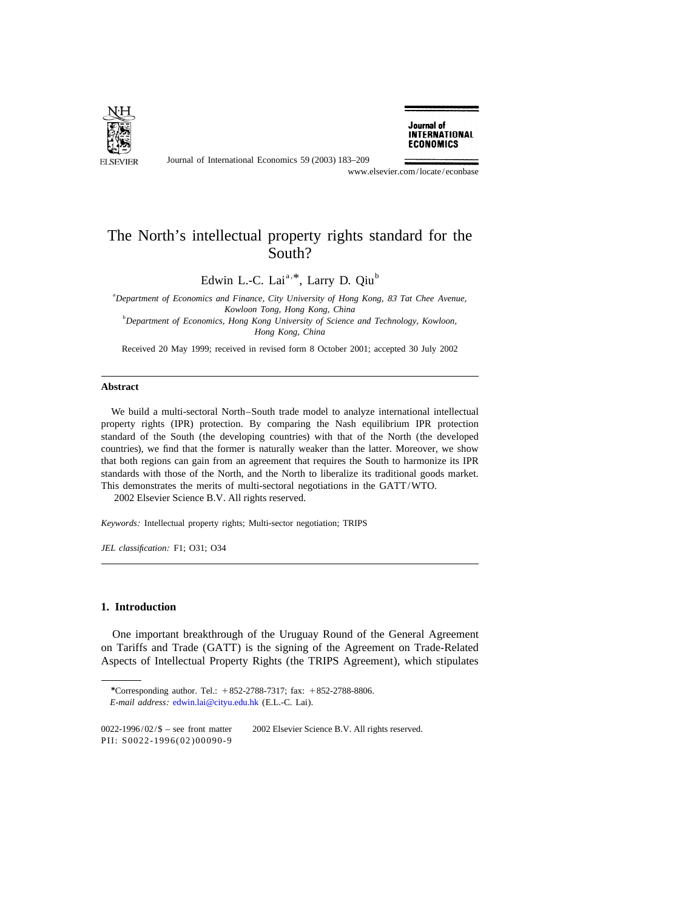# The North's intellectual property rights standard for the South?

Edwin L.-C. Lai[a,*], Larry D. Qiu[b]

[a]*Department of Economics and Finance, City University of Hong Kong, 83 Tat Chee Avenue, Kowloon Tong, Hong Kong, China*

[b]*Department of Economics, Hong Kong University of Science and Technology, Kowloon, Hong Kong, China*

Received 20 May 1999; received in revised form 8 October 2001; accepted 30 July 2002

---

### Abstract

We build a multi-sectoral North–South trade model to analyze international intellectual property rights (IPR) protection. By comparing the Nash equilibrium IPR protection standard of the South (the developing countries) with that of the North (the developed countries), we find that the former is naturally weaker than the latter. Moreover, we show that both regions can gain from an agreement that requires the South to harmonize its IPR standards with those of the North, and the North to liberalize its traditional goods market. This demonstrates the merits of multi-sectoral negotiations in the GATT/WTO.

2002 Elsevier Science B.V. All rights reserved.

*Keywords:* Intellectual property rights; Multi-sector negotiation; TRIPS

*JEL classification:* F1; O31; O34

---

## 1. Introduction

One important breakthrough of the Uruguay Round of the General Agreement on Tariffs and Trade (GATT) is the signing of the Agreement on Trade-Related Aspects of Intellectual Property Rights (the TRIPS Agreement), which stipulates

---

*Corresponding author. Tel.: +852-2788-7317; fax: +852-2788-8806.

*E-mail address:* edwin.lai@cityu.edu.hk (E.L.-C. Lai).

0022-1996/02/$ – see front matter 2002 Elsevier Science B.V. All rights reserved.
PII: S0022-1996(02)00090-9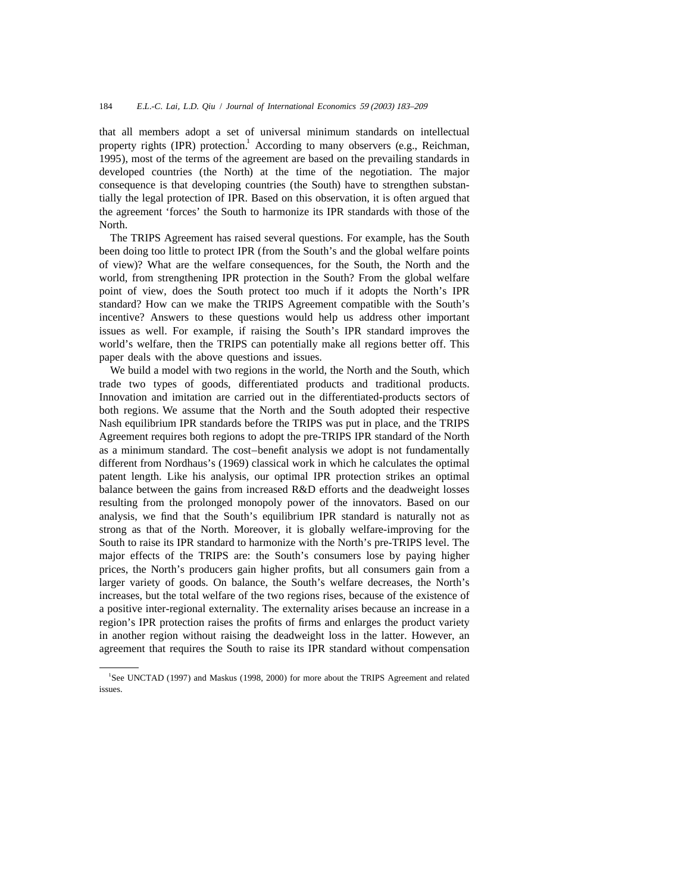that all members adopt a set of universal minimum standards on intellectual property rights (IPR) protection.[1] According to many observers (e.g., Reichman, 1995), most of the terms of the agreement are based on the prevailing standards in developed countries (the North) at the time of the negotiation. The major consequence is that developing countries (the South) have to strengthen substantially the legal protection of IPR. Based on this observation, it is often argued that the agreement 'forces' the South to harmonize its IPR standards with those of the North.

The TRIPS Agreement has raised several questions. For example, has the South been doing too little to protect IPR (from the South's and the global welfare points of view)? What are the welfare consequences, for the South, the North and the world, from strengthening IPR protection in the South? From the global welfare point of view, does the South protect too much if it adopts the North's IPR standard? How can we make the TRIPS Agreement compatible with the South's incentive? Answers to these questions would help us address other important issues as well. For example, if raising the South's IPR standard improves the world's welfare, then the TRIPS can potentially make all regions better off. This paper deals with the above questions and issues.

We build a model with two regions in the world, the North and the South, which trade two types of goods, differentiated products and traditional products. Innovation and imitation are carried out in the differentiated-products sectors of both regions. We assume that the North and the South adopted their respective Nash equilibrium IPR standards before the TRIPS was put in place, and the TRIPS Agreement requires both regions to adopt the pre-TRIPS IPR standard of the North as a minimum standard. The cost–benefit analysis we adopt is not fundamentally different from Nordhaus's (1969) classical work in which he calculates the optimal patent length. Like his analysis, our optimal IPR protection strikes an optimal balance between the gains from increased R&D efforts and the deadweight losses resulting from the prolonged monopoly power of the innovators. Based on our analysis, we find that the South's equilibrium IPR standard is naturally not as strong as that of the North. Moreover, it is globally welfare-improving for the South to raise its IPR standard to harmonize with the North's pre-TRIPS level. The major effects of the TRIPS are: the South's consumers lose by paying higher prices, the North's producers gain higher profits, but all consumers gain from a larger variety of goods. On balance, the South's welfare decreases, the North's increases, but the total welfare of the two regions rises, because of the existence of a positive inter-regional externality. The externality arises because an increase in a region's IPR protection raises the profits of firms and enlarges the product variety in another region without raising the deadweight loss in the latter. However, an agreement that requires the South to raise its IPR standard without compensation

[1] See UNCTAD (1997) and Maskus (1998, 2000) for more about the TRIPS Agreement and related issues.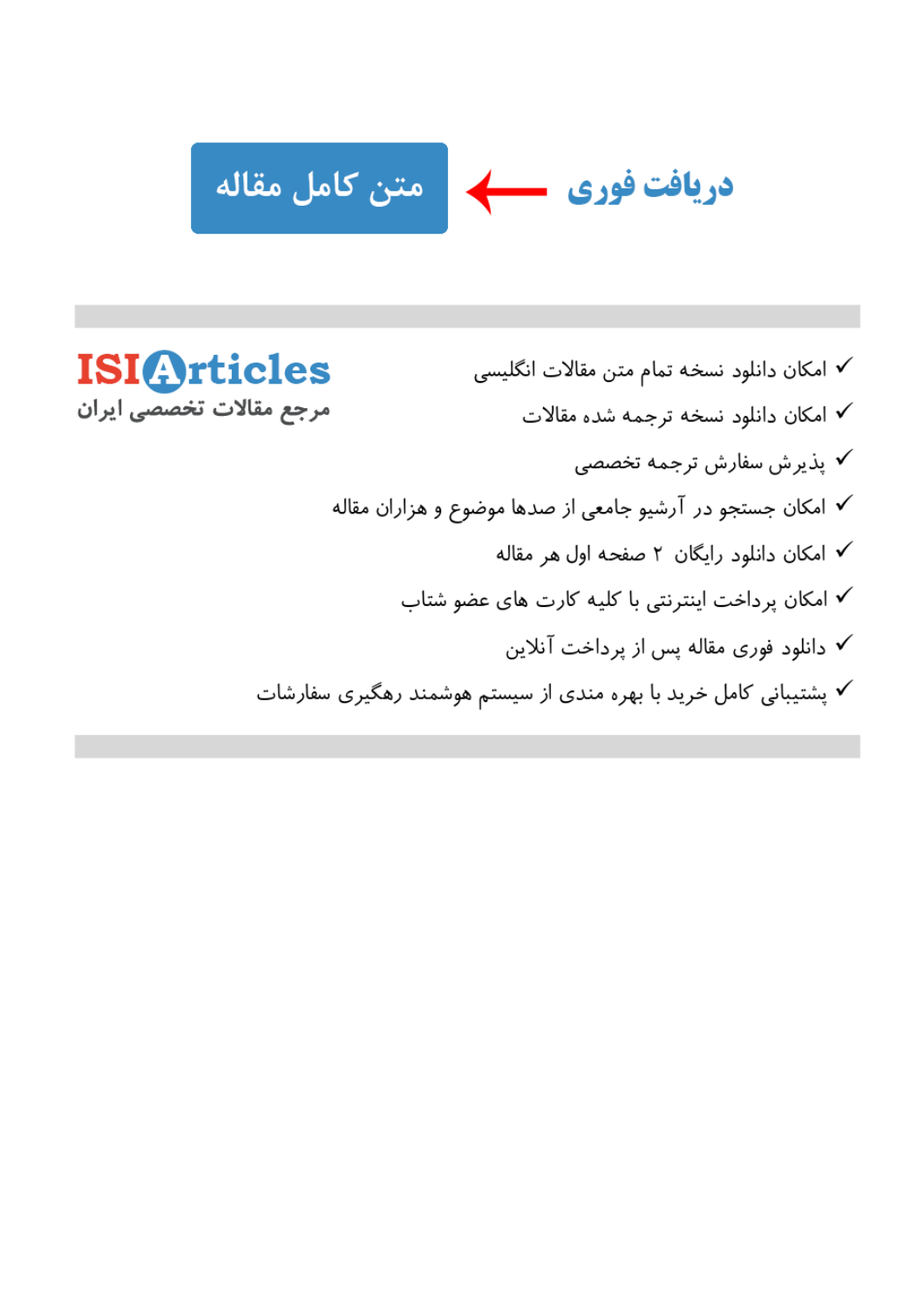دریافت فوری ← **متن کامل مقاله**

**ISIArticles**
مرجع مقالات تخصصی ایران

- ✓ امکان دانلود نسخه تمام متن مقالات انگلیسی
- ✓ امکان دانلود نسخه ترجمه شده مقالات
- ✓ پذیرش سفارش ترجمه تخصصی
- ✓ امکان جستجو در آرشیو جامعی از صدها موضوع و هزاران مقاله
- ✓ امکان دانلود رایگان ۲ صفحه اول هر مقاله
- ✓ امکان پرداخت اینترنتی با کلیه کارت های عضو شتاب
- ✓ دانلود فوری مقاله پس از پرداخت آنلاین
- ✓ پشتیبانی کامل خرید با بهره مندی از سیستم هوشمند رهگیری سفارشات